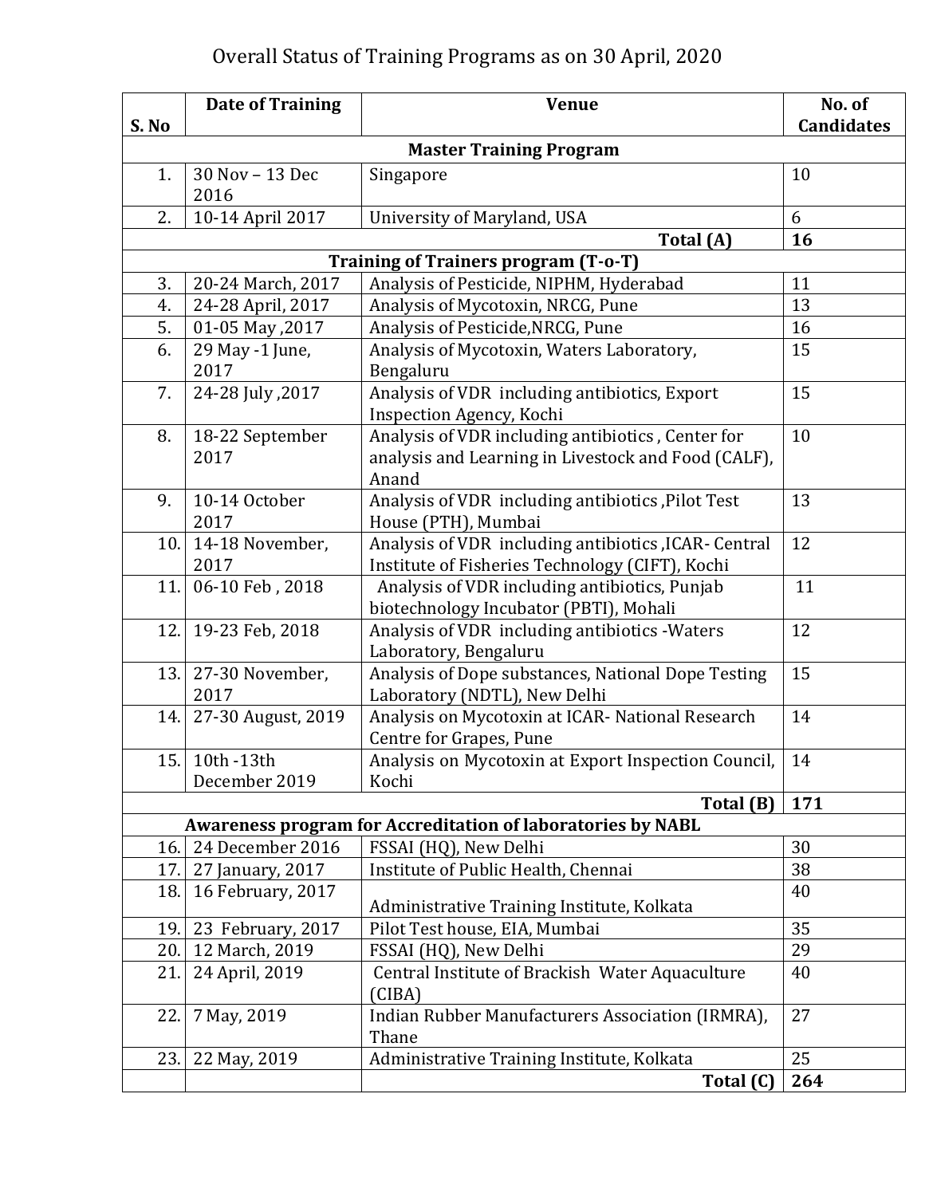# Overall Status of Training Programs as on 30 April, 2020

| S. No | Date of Training | Venue | No. of Candidates |
|---|---|---|---|
| | | **Master Training Program** | |
| 1. | 30 Nov – 13 Dec 2016 | Singapore | 10 |
| 2. | 10-14 April 2017 | University of Maryland, USA | 6 |
| | | **Total (A)** | **16** |
| | | **Training of Trainers program (T-o-T)** | |
| 3. | 20-24 March, 2017 | Analysis of Pesticide, NIPHM, Hyderabad | 11 |
| 4. | 24-28 April, 2017 | Analysis of Mycotoxin, NRCG, Pune | 13 |
| 5. | 01-05 May ,2017 | Analysis of Pesticide,NRCG, Pune | 16 |
| 6. | 29 May -1 June, 2017 | Analysis of Mycotoxin, Waters Laboratory, Bengaluru | 15 |
| 7. | 24-28 July ,2017 | Analysis of VDR including antibiotics, Export Inspection Agency, Kochi | 15 |
| 8. | 18-22 September 2017 | Analysis of VDR including antibiotics , Center for analysis and Learning in Livestock and Food (CALF), Anand | 10 |
| 9. | 10-14 October 2017 | Analysis of VDR including antibiotics ,Pilot Test House (PTH), Mumbai | 13 |
| 10. | 14-18 November, 2017 | Analysis of VDR including antibiotics ,ICAR- Central Institute of Fisheries Technology (CIFT), Kochi | 12 |
| 11. | 06-10 Feb , 2018 | Analysis of VDR including antibiotics, Punjab biotechnology Incubator (PBTI), Mohali | 11 |
| 12. | 19-23 Feb, 2018 | Analysis of VDR including antibiotics -Waters Laboratory, Bengaluru | 12 |
| 13. | 27-30 November, 2017 | Analysis of Dope substances, National Dope Testing Laboratory (NDTL), New Delhi | 15 |
| 14. | 27-30 August, 2019 | Analysis on Mycotoxin at ICAR- National Research Centre for Grapes, Pune | 14 |
| 15. | 10th -13th December 2019 | Analysis on Mycotoxin at Export Inspection Council, Kochi | 14 |
| | | **Total (B)** | **171** |
| | | **Awareness program for Accreditation of laboratories by NABL** | |
| 16. | 24 December 2016 | FSSAI (HQ), New Delhi | 30 |
| 17. | 27 January, 2017 | Institute of Public Health, Chennai | 38 |
| 18. | 16 February, 2017 | Administrative Training Institute, Kolkata | 40 |
| 19. | 23 February, 2017 | Pilot Test house, EIA, Mumbai | 35 |
| 20. | 12 March, 2019 | FSSAI (HQ), New Delhi | 29 |
| 21. | 24 April, 2019 | Central Institute of Brackish Water Aquaculture (CIBA) | 40 |
| 22. | 7 May, 2019 | Indian Rubber Manufacturers Association (IRMRA), Thane | 27 |
| 23. | 22 May, 2019 | Administrative Training Institute, Kolkata | 25 |
| | | **Total (C)** | **264** |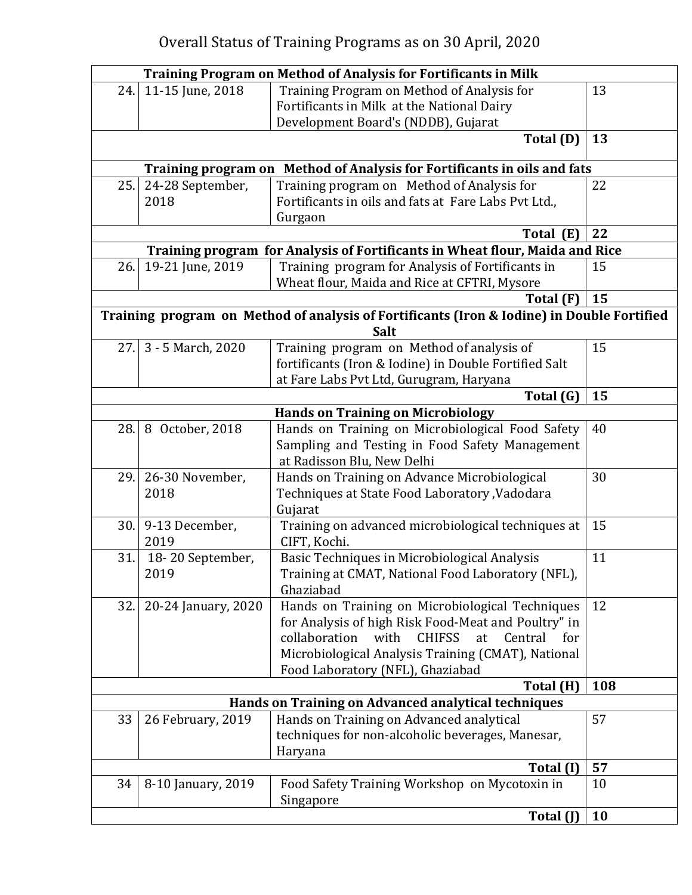# Overall Status of Training Programs as on 30 April, 2020

| | | | |
|---|---|---|---|
| **Training Program on Method of Analysis for Fortificants in Milk** | | | |
| 24. | 11-15 June, 2018 | Training Program on Method of Analysis for Fortificants in Milk at the National Dairy Development Board's (NDDB), Gujarat | 13 |
| | | **Total (D)** | **13** |
| **Training program on Method of Analysis for Fortificants in oils and fats** | | | |
| 25. | 24-28 September, 2018 | Training program on Method of Analysis for Fortificants in oils and fats at Fare Labs Pvt Ltd., Gurgaon | 22 |
| | | **Total (E)** | **22** |
| **Training program for Analysis of Fortificants in Wheat flour, Maida and Rice** | | | |
| 26. | 19-21 June, 2019 | Training program for Analysis of Fortificants in Wheat flour, Maida and Rice at CFTRI, Mysore | 15 |
| | | **Total (F)** | **15** |
| **Training program on Method of analysis of Fortificants (Iron & Iodine) in Double Fortified Salt** | | | |
| 27. | 3 - 5 March, 2020 | Training program on Method of analysis of fortificants (Iron & Iodine) in Double Fortified Salt at Fare Labs Pvt Ltd, Gurugram, Haryana | 15 |
| | | **Total (G)** | **15** |
| **Hands on Training on Microbiology** | | | |
| 28. | 8 October, 2018 | Hands on Training on Microbiological Food Safety Sampling and Testing in Food Safety Management at Radisson Blu, New Delhi | 40 |
| 29. | 26-30 November, 2018 | Hands on Training on Advance Microbiological Techniques at State Food Laboratory ,Vadodara Gujarat | 30 |
| 30. | 9-13 December, 2019 | Training on advanced microbiological techniques at CIFT, Kochi. | 15 |
| 31. | 18- 20 September, 2019 | Basic Techniques in Microbiological Analysis Training at CMAT, National Food Laboratory (NFL), Ghaziabad | 11 |
| 32. | 20-24 January, 2020 | Hands on Training on Microbiological Techniques for Analysis of high Risk Food-Meat and Poultry" in collaboration with CHIFSS at Central for Microbiological Analysis Training (CMAT), National Food Laboratory (NFL), Ghaziabad | 12 |
| | | **Total (H)** | **108** |
| **Hands on Training on Advanced analytical techniques** | | | |
| 33 | 26 February, 2019 | Hands on Training on Advanced analytical techniques for non-alcoholic beverages, Manesar, Haryana | 57 |
| | | **Total (I)** | **57** |
| 34 | 8-10 January, 2019 | Food Safety Training Workshop on Mycotoxin in Singapore | 10 |
| | | **Total (J)** | **10** |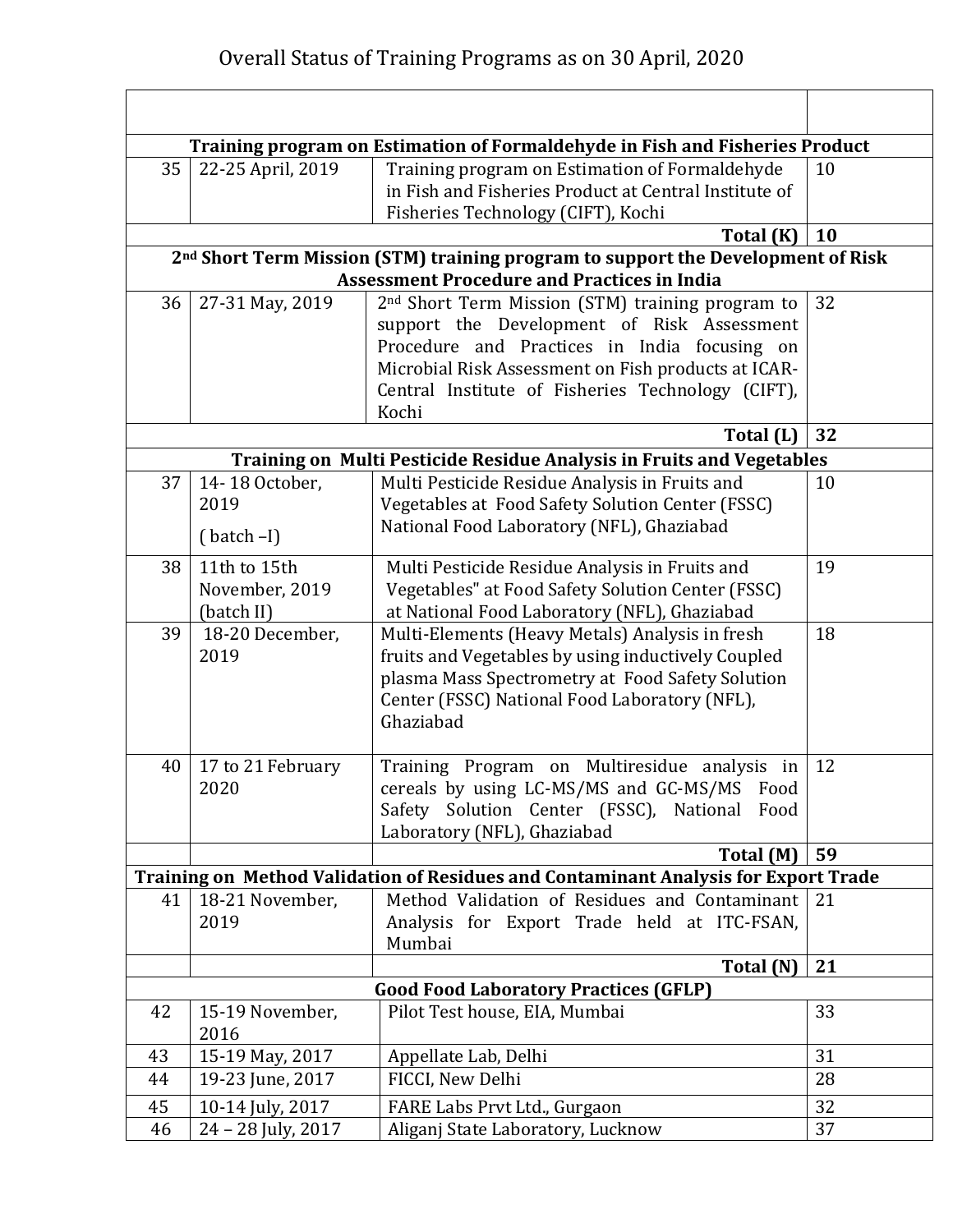# Overall Status of Training Programs as on 30 April, 2020

| | | | |
|---|---|---|---|
| **Training program on Estimation of Formaldehyde in Fish and Fisheries Product** | | | |
| 35 | 22-25 April, 2019 | Training program on Estimation of Formaldehyde in Fish and Fisheries Product at Central Institute of Fisheries Technology (CIFT), Kochi | 10 |
| | | **Total (K)** | **10** |
| **2nd Short Term Mission (STM) training program to support the Development of Risk Assessment Procedure and Practices in India** | | | |
| 36 | 27-31 May, 2019 | 2nd Short Term Mission (STM) training program to support the Development of Risk Assessment Procedure and Practices in India focusing on Microbial Risk Assessment on Fish products at ICAR-Central Institute of Fisheries Technology (CIFT), Kochi | 32 |
| | | **Total (L)** | **32** |
| **Training on Multi Pesticide Residue Analysis in Fruits and Vegetables** | | | |
| 37 | 14- 18 October, 2019 ( batch –I) | Multi Pesticide Residue Analysis in Fruits and Vegetables at Food Safety Solution Center (FSSC) National Food Laboratory (NFL), Ghaziabad | 10 |
| 38 | 11th to 15th November, 2019 (batch II) | Multi Pesticide Residue Analysis in Fruits and Vegetables" at Food Safety Solution Center (FSSC) at National Food Laboratory (NFL), Ghaziabad | 19 |
| 39 | 18-20 December, 2019 | Multi-Elements (Heavy Metals) Analysis in fresh fruits and Vegetables by using inductively Coupled plasma Mass Spectrometry at Food Safety Solution Center (FSSC) National Food Laboratory (NFL), Ghaziabad | 18 |
| 40 | 17 to 21 February 2020 | Training Program on Multiresidue analysis in cereals by using LC-MS/MS and GC-MS/MS Food Safety Solution Center (FSSC), National Food Laboratory (NFL), Ghaziabad | 12 |
| | | **Total (M)** | **59** |
| **Training on Method Validation of Residues and Contaminant Analysis for Export Trade** | | | |
| 41 | 18-21 November, 2019 | Method Validation of Residues and Contaminant Analysis for Export Trade held at ITC-FSAN, Mumbai | 21 |
| | | **Total (N)** | **21** |
| **Good Food Laboratory Practices (GFLP)** | | | |
| 42 | 15-19 November, 2016 | Pilot Test house, EIA, Mumbai | 33 |
| 43 | 15-19 May, 2017 | Appellate Lab, Delhi | 31 |
| 44 | 19-23 June, 2017 | FICCI, New Delhi | 28 |
| 45 | 10-14 July, 2017 | FARE Labs Prvt Ltd., Gurgaon | 32 |
| 46 | 24 – 28 July, 2017 | Aliganj State Laboratory, Lucknow | 37 |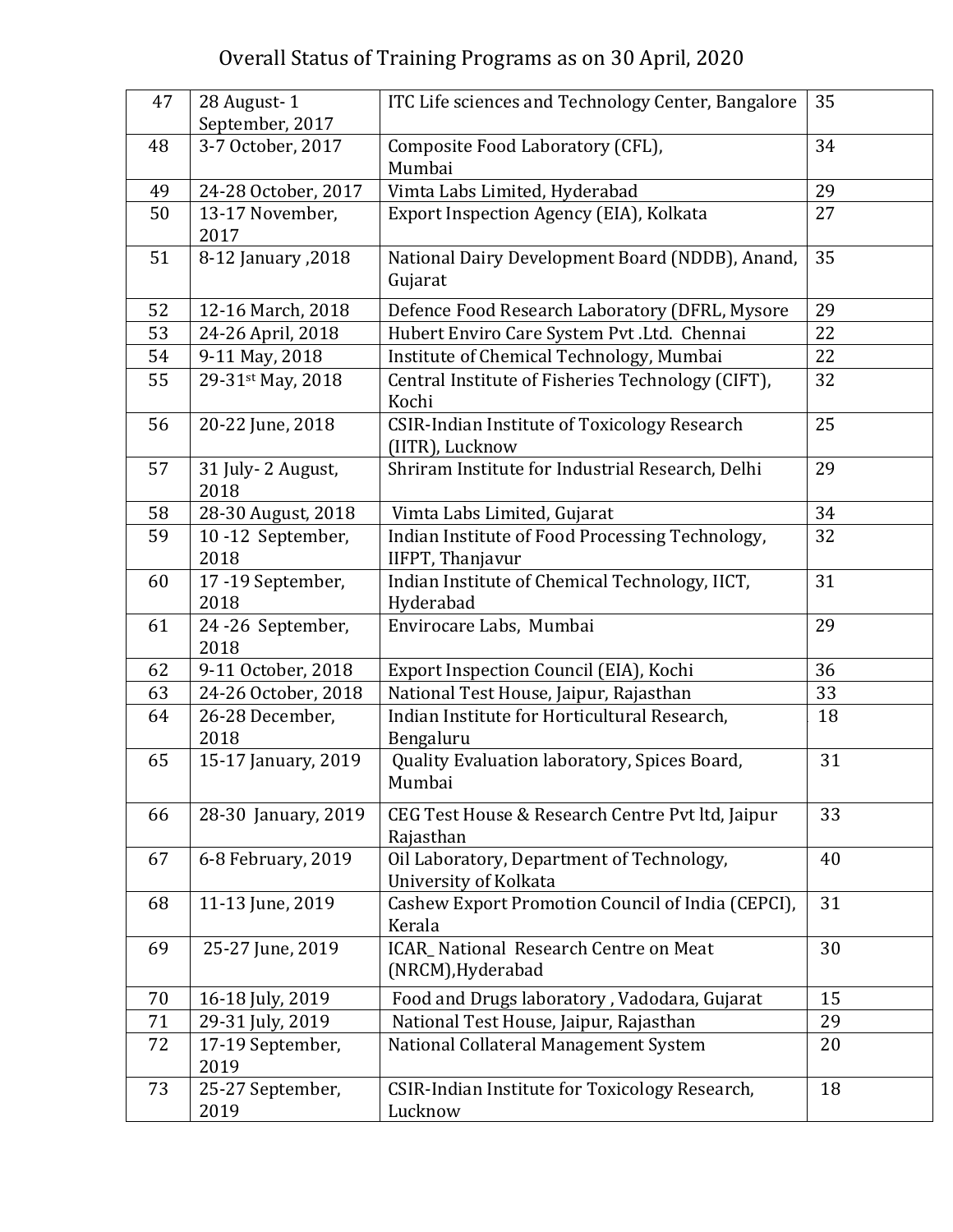# Overall Status of Training Programs as on 30 April, 2020

| | | | |
|---|---|---|---|
| 47 | 28 August- 1 September, 2017 | ITC Life sciences and Technology Center, Bangalore | 35 |
| 48 | 3-7 October, 2017 | Composite Food Laboratory (CFL), Mumbai | 34 |
| 49 | 24-28 October, 2017 | Vimta Labs Limited, Hyderabad | 29 |
| 50 | 13-17 November, 2017 | Export Inspection Agency (EIA), Kolkata | 27 |
| 51 | 8-12 January ,2018 | National Dairy Development Board (NDDB), Anand, Gujarat | 35 |
| 52 | 12-16 March, 2018 | Defence Food Research Laboratory (DFRL, Mysore | 29 |
| 53 | 24-26 April, 2018 | Hubert Enviro Care System Pvt .Ltd. Chennai | 22 |
| 54 | 9-11 May, 2018 | Institute of Chemical Technology, Mumbai | 22 |
| 55 | 29-31st May, 2018 | Central Institute of Fisheries Technology (CIFT), Kochi | 32 |
| 56 | 20-22 June, 2018 | CSIR-Indian Institute of Toxicology Research (IITR), Lucknow | 25 |
| 57 | 31 July- 2 August, 2018 | Shriram Institute for Industrial Research, Delhi | 29 |
| 58 | 28-30 August, 2018 | Vimta Labs Limited, Gujarat | 34 |
| 59 | 10 -12 September, 2018 | Indian Institute of Food Processing Technology, IIFPT, Thanjavur | 32 |
| 60 | 17 -19 September, 2018 | Indian Institute of Chemical Technology, IICT, Hyderabad | 31 |
| 61 | 24 -26 September, 2018 | Envirocare Labs, Mumbai | 29 |
| 62 | 9-11 October, 2018 | Export Inspection Council (EIA), Kochi | 36 |
| 63 | 24-26 October, 2018 | National Test House, Jaipur, Rajasthan | 33 |
| 64 | 26-28 December, 2018 | Indian Institute for Horticultural Research, Bengaluru | 18 |
| 65 | 15-17 January, 2019 | Quality Evaluation laboratory, Spices Board, Mumbai | 31 |
| 66 | 28-30 January, 2019 | CEG Test House & Research Centre Pvt ltd, Jaipur Rajasthan | 33 |
| 67 | 6-8 February, 2019 | Oil Laboratory, Department of Technology, University of Kolkata | 40 |
| 68 | 11-13 June, 2019 | Cashew Export Promotion Council of India (CEPCI), Kerala | 31 |
| 69 | 25-27 June, 2019 | ICAR_ National Research Centre on Meat (NRCM),Hyderabad | 30 |
| 70 | 16-18 July, 2019 | Food and Drugs laboratory , Vadodara, Gujarat | 15 |
| 71 | 29-31 July, 2019 | National Test House, Jaipur, Rajasthan | 29 |
| 72 | 17-19 September, 2019 | National Collateral Management System | 20 |
| 73 | 25-27 September, 2019 | CSIR-Indian Institute for Toxicology Research, Lucknow | 18 |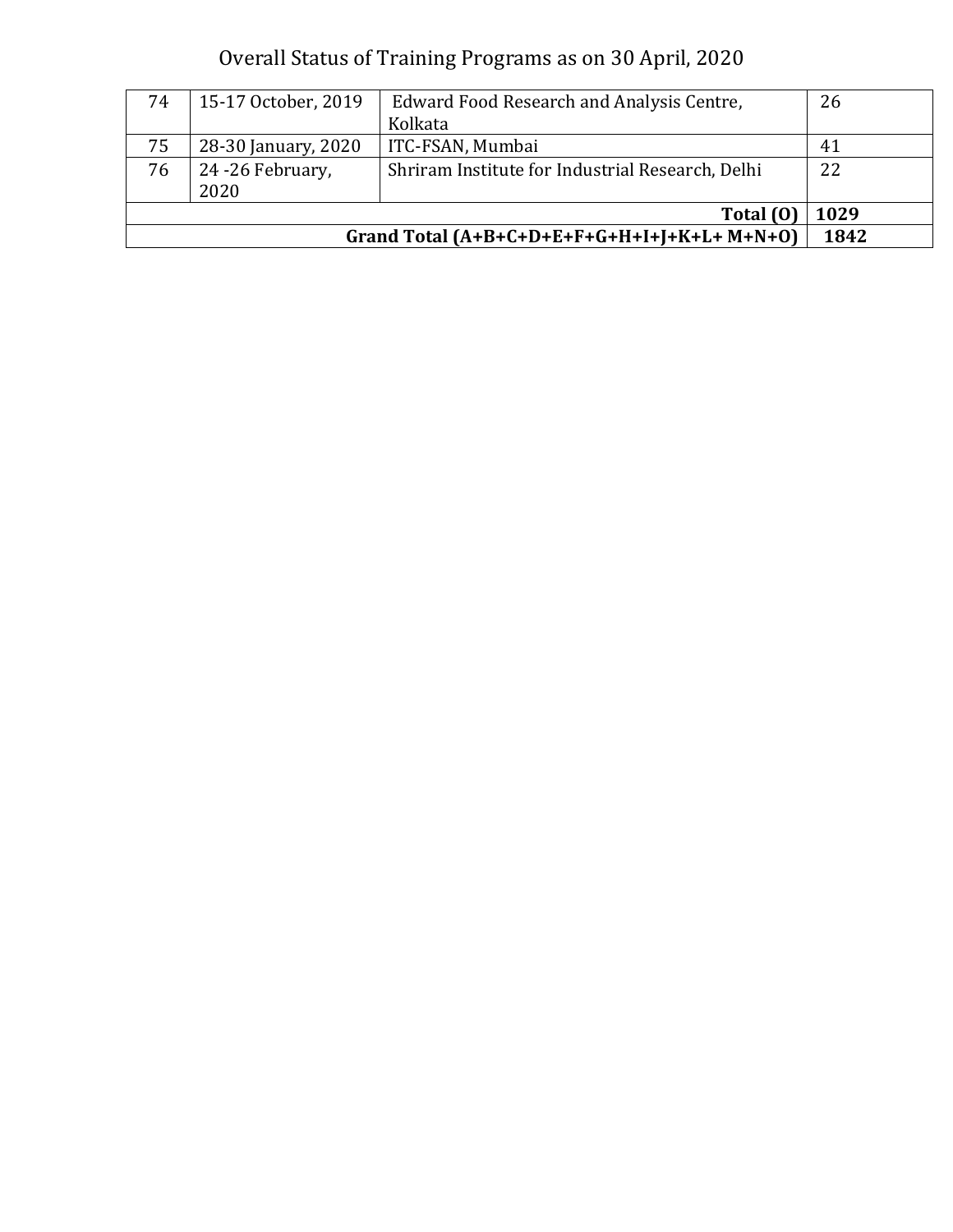Overall Status of Training Programs as on 30 April, 2020

| | | | |
|---|---|---|---|
| 74 | 15-17 October, 2019 | Edward Food Research and Analysis Centre, Kolkata | 26 |
| 75 | 28-30 January, 2020 | ITC-FSAN, Mumbai | 41 |
| 76 | 24 -26 February, 2020 | Shriram Institute for Industrial Research, Delhi | 22 |
| | | **Total (O)** | **1029** |
| | | **Grand Total (A+B+C+D+E+F+G+H+I+J+K+L+ M+N+O)** | **1842** |